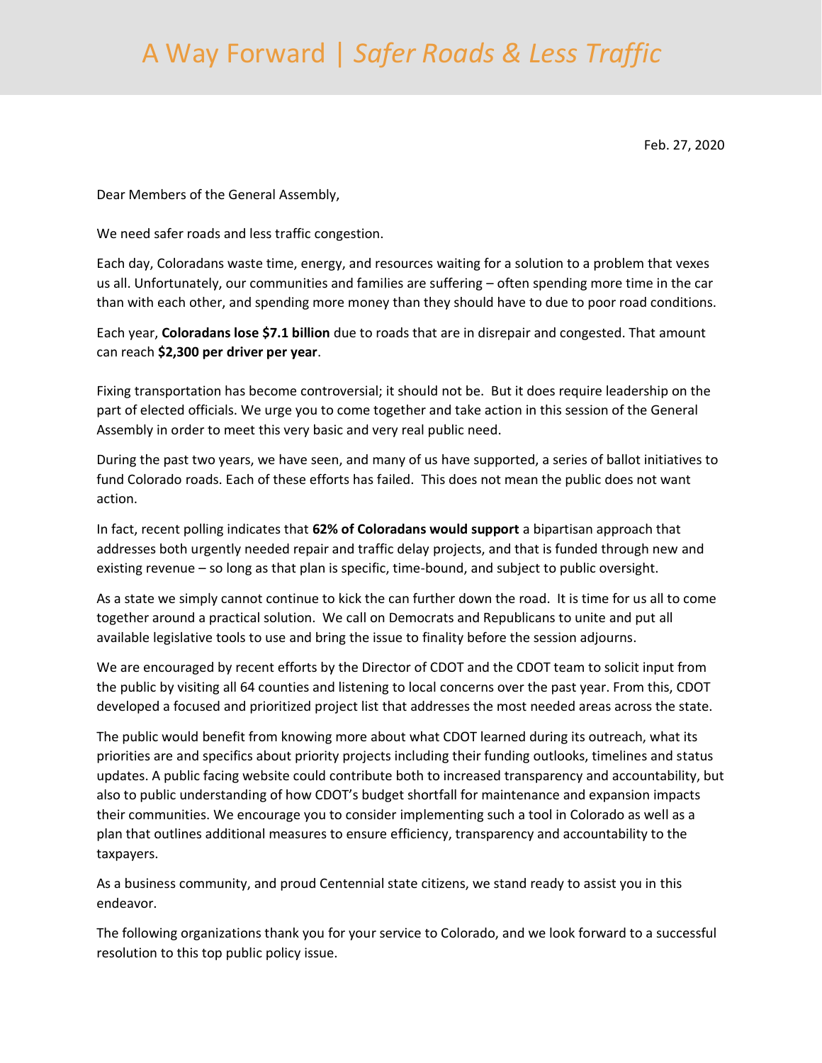# A Way Forward | *Safer Roads & Less Traffic*

Feb. 27, 2020

Dear Members of the General Assembly,

We need safer roads and less traffic congestion.

Each day, Coloradans waste time, energy, and resources waiting for a solution to a problem that vexes us all. Unfortunately, our communities and families are suffering – often spending more time in the car than with each other, and spending more money than they should have to due to poor road conditions.

Each year, **Coloradans lose $7.1 billion** due to roads that are in disrepair and congested. That amount can reach **$2,300 per driver per year**.

Fixing transportation has become controversial; it should not be. But it does require leadership on the part of elected officials. We urge you to come together and take action in this session of the General Assembly in order to meet this very basic and very real public need.

During the past two years, we have seen, and many of us have supported, a series of ballot initiatives to fund Colorado roads. Each of these efforts has failed. This does not mean the public does not want action.

In fact, recent polling indicates that **62% of Coloradans would support** a bipartisan approach that addresses both urgently needed repair and traffic delay projects, and that is funded through new and existing revenue – so long as that plan is specific, time-bound, and subject to public oversight.

As a state we simply cannot continue to kick the can further down the road. It is time for us all to come together around a practical solution. We call on Democrats and Republicans to unite and put all available legislative tools to use and bring the issue to finality before the session adjourns.

We are encouraged by recent efforts by the Director of CDOT and the CDOT team to solicit input from the public by visiting all 64 counties and listening to local concerns over the past year. From this, CDOT developed a focused and prioritized project list that addresses the most needed areas across the state.

The public would benefit from knowing more about what CDOT learned during its outreach, what its priorities are and specifics about priority projects including their funding outlooks, timelines and status updates. A public facing website could contribute both to increased transparency and accountability, but also to public understanding of how CDOT's budget shortfall for maintenance and expansion impacts their communities. We encourage you to consider implementing such a tool in Colorado as well as a plan that outlines additional measures to ensure efficiency, transparency and accountability to the taxpayers.

As a business community, and proud Centennial state citizens, we stand ready to assist you in this endeavor.

The following organizations thank you for your service to Colorado, and we look forward to a successful resolution to this top public policy issue.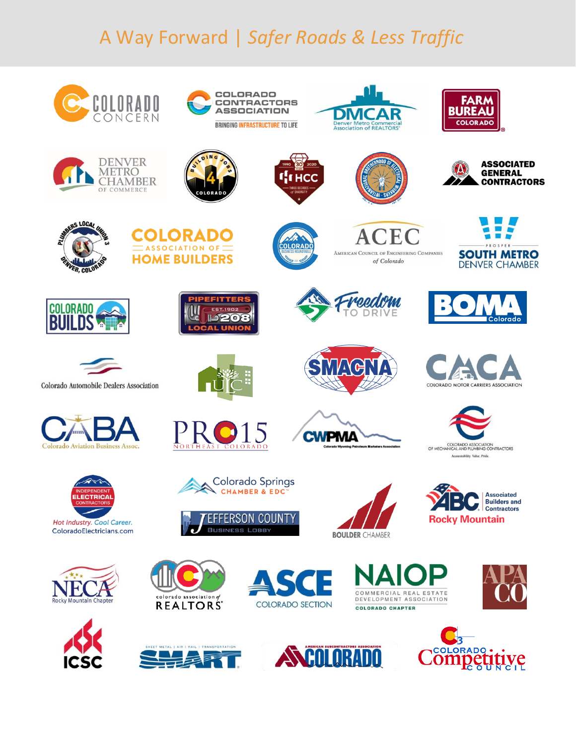# A Way Forward | *Safer Roads & Less Traffic*

COLORADO CONCERN

COLORADO CONTRACTORS ASSOCIATION
BRINGING INFRASTRUCTURE TO LIFE

DMCAR
Denver Metro Commercial Association of REALTORS®

FARM BUREAU COLORADO

DENVER METRO CHAMBER OF COMMERCE

BUILDING JOBS 4 COLORADO

HCC

ASSOCIATED GENERAL CONTRACTORS

PLUMBERS LOCAL UNION 3 DENVER, COLORADO

COLORADO ASSOCIATION OF HOME BUILDERS

COLORADO BUSINESS ROUNDTABLE

ACEC
American Council of Engineering Companies of Colorado

PROSPER SOUTH METRO DENVER CHAMBER

COLORADO BUILDS

PIPEFITTERS EST. 1902 208 LOCAL UNION

Freedom TO DRIVE

BOMA Colorado

Colorado Automobile Dealers Association

ULC

SMACNA

CMCA
COLORADO MOTOR CARRIERS ASSOCIATION

CABA
Colorado Aviation Business Assoc.

PRO 15 NORTHEAST COLORADO

CWPMA
Colorado Wyoming Petroleum Marketers Association

COLORADO ASSOCIATION OF MECHANICAL AND PLUMBING CONTRACTORS
Accountability. Value. Pride.

INDEPENDENT ELECTRICAL CONTRACTORS
Hot Industry. Cool Career.
ColoradoElectricians.com

Colorado Springs CHAMBER & EDC

JEFFERSON COUNTY BUSINESS LOBBY

BOULDER CHAMBER

ABC Associated Builders and Contractors
Rocky Mountain

NECA
Rocky Mountain Chapter

colorado association of REALTORS®

ASCE
COLORADO SECTION

NAIOP
COMMERCIAL REAL ESTATE DEVELOPMENT ASSOCIATION
COLORADO CHAPTER

APA CO

ICSC

SHEET METAL | AIR | RAIL | TRANSPORTATION
SMART

AMERICAN SUBCONTRACTORS ASSOCIATION
COLORADO

C3
COLORADO Competitive COUNCIL